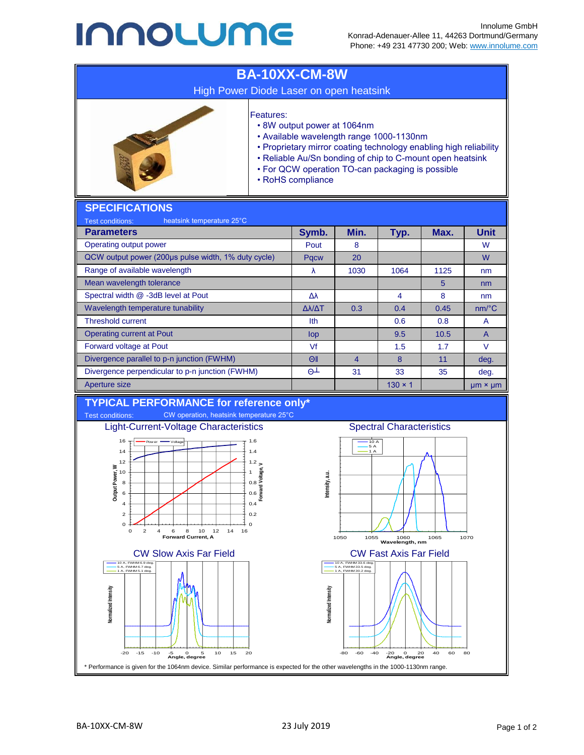Innolume GmbH
Konrad-Adenauer-Allee 11, 44263 Dortmund/Germany
Phone: +49 231 47730 200; Web: www.innolume.com

# BA-10XX-CM-8W

## High Power Diode Laser on open heatsink

Features:
- 8W output power at 1064nm
- Available wavelength range 1000-1130nm
- Proprietary mirror coating technology enabling high reliability
- Reliable Au/Sn bonding of chip to C-mount open heatsink
- For QCW operation TO-can packaging is possible
- RoHS compliance

## SPECIFICATIONS

Test conditions: heatsink temperature 25°C

| Parameters | Symb. | Min. | Typ. | Max. | Unit |
|---|---|---|---|---|---|
| Operating output power | Pout | 8 | | | W |
| QCW output power (200µs pulse width, 1% duty cycle) | Pqcw | 20 | | | W |
| Range of available wavelength | λ | 1030 | 1064 | 1125 | nm |
| Mean wavelength tolerance | | | | 5 | nm |
| Spectral width @ -3dB level at Pout | Δλ | | 4 | 8 | nm |
| Wavelength temperature tunability | Δλ/ΔT | 0.3 | 0.4 | 0.45 | nm/°C |
| Threshold current | Ith | | 0.6 | 0.8 | A |
| Operating current at Pout | Iop | | 9.5 | 10.5 | A |
| Forward voltage at Pout | Vf | | 1.5 | 1.7 | V |
| Divergence parallel to p-n junction (FWHM) | Θ∥ | 4 | 8 | 11 | deg. |
| Divergence perpendicular to p-n junction (FWHM) | Θ⊥ | 31 | 33 | 35 | deg. |
| Aperture size | | | 130 × 1 | | µm × µm |

## TYPICAL PERFORMANCE for reference only*

Test conditions: CW operation, heatsink temperature 25°C

Light-Current-Voltage Characteristics

Spectral Characteristics

CW Slow Axis Far Field

CW Fast Axis Far Field

\* Performance is given for the 1064nm device. Similar performance is expected for the other wavelengths in the 1000-1130nm range.

BA-10XX-CM-8W 23 July 2019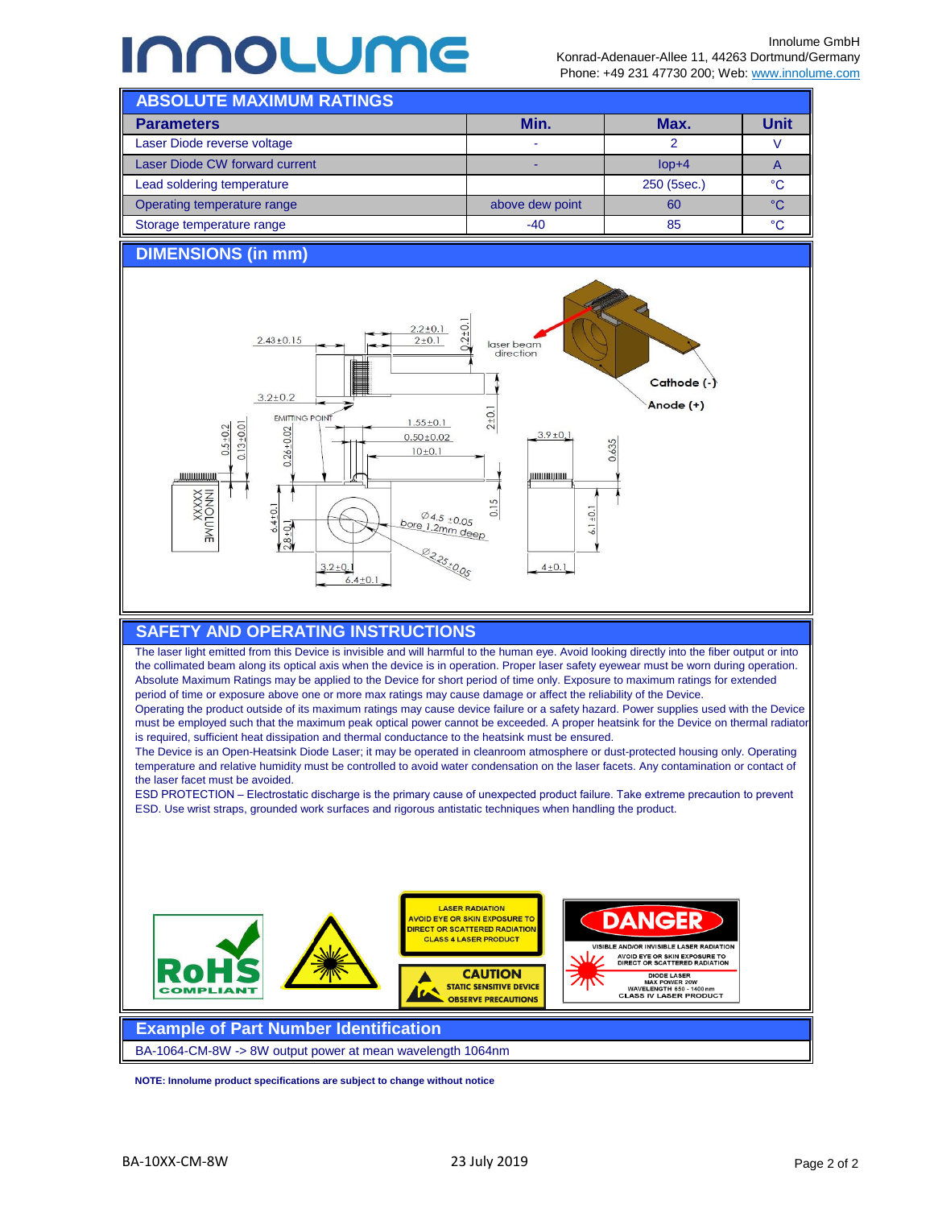## ABSOLUTE MAXIMUM RATINGS

| Parameters | Min. | Max. | Unit |
|---|---|---|---|
| Laser Diode reverse voltage | - | 2 | V |
| Laser Diode CW forward current | - | Iop+4 | A |
| Lead soldering temperature | | 250 (5sec.) | °C |
| Operating temperature range | above dew point | 60 | °C |
| Storage temperature range | -40 | 85 | °C |

## DIMENSIONS (in mm)

2.43±0.15
2.2±0.1
2±0.1
0.2±0.1
laser beam direction
Cathode (-)
Anode (+)
3.2±0.2
EMITTING POINT
1.55±0.1
0.50±0.02
10±0.1
2±0.1
3.9±0.1
0.635
0.5±0.2
0.13±0.01
0.26±0.02
INNOLUME XXXXX
6.4±0.1
2.8±0.1
Ø4.5 ±0.05 bore 1.2mm deep
0.15
6.1±0.1
Ø2.25±0.05
3.2±0.1
6.4±0.1
4±0.1

## SAFETY AND OPERATING INSTRUCTIONS

The laser light emitted from this Device is invisible and will harmful to the human eye. Avoid looking directly into the fiber output or into the collimated beam along its optical axis when the device is in operation. Proper laser safety eyewear must be worn during operation. Absolute Maximum Ratings may be applied to the Device for short period of time only. Exposure to maximum ratings for extended period of time or exposure above one or more max ratings may cause damage or affect the reliability of the Device.

Operating the product outside of its maximum ratings may cause device failure or a safety hazard. Power supplies used with the Device must be employed such that the maximum peak optical power cannot be exceeded. A proper heatsink for the Device on thermal radiator is required, sufficient heat dissipation and thermal conductance to the heatsink must be ensured.

The Device is an Open-Heatsink Diode Laser; it may be operated in cleanroom atmosphere or dust-protected housing only. Operating temperature and relative humidity must be controlled to avoid water condensation on the laser facets. Any contamination or contact of the laser facet must be avoided.

ESD PROTECTION – Electrostatic discharge is the primary cause of unexpected product failure. Take extreme precaution to prevent ESD. Use wrist straps, grounded work surfaces and rigorous antistatic techniques when handling the product.

RoHS COMPLIANT

LASER RADIATION
AVOID EYE OR SKIN EXPOSURE TO DIRECT OR SCATTERED RADIATION
CLASS 4 LASER PRODUCT

CAUTION
STATIC SENSITIVE DEVICE
OBSERVE PRECAUTIONS

DANGER
VISIBLE AND/OR INVISIBLE LASER RADIATION
AVOID EYE OR SKIN EXPOSURE TO DIRECT OR SCATTERED RADIATION
DIODE LASER
MAX POWER 20W
WAVELENGTH 650 - 1400nm
CLASS IV LASER PRODUCT

## Example of Part Number Identification

BA-1064-CM-8W -> 8W output power at mean wavelength 1064nm

**NOTE: Innolume product specifications are subject to change without notice**